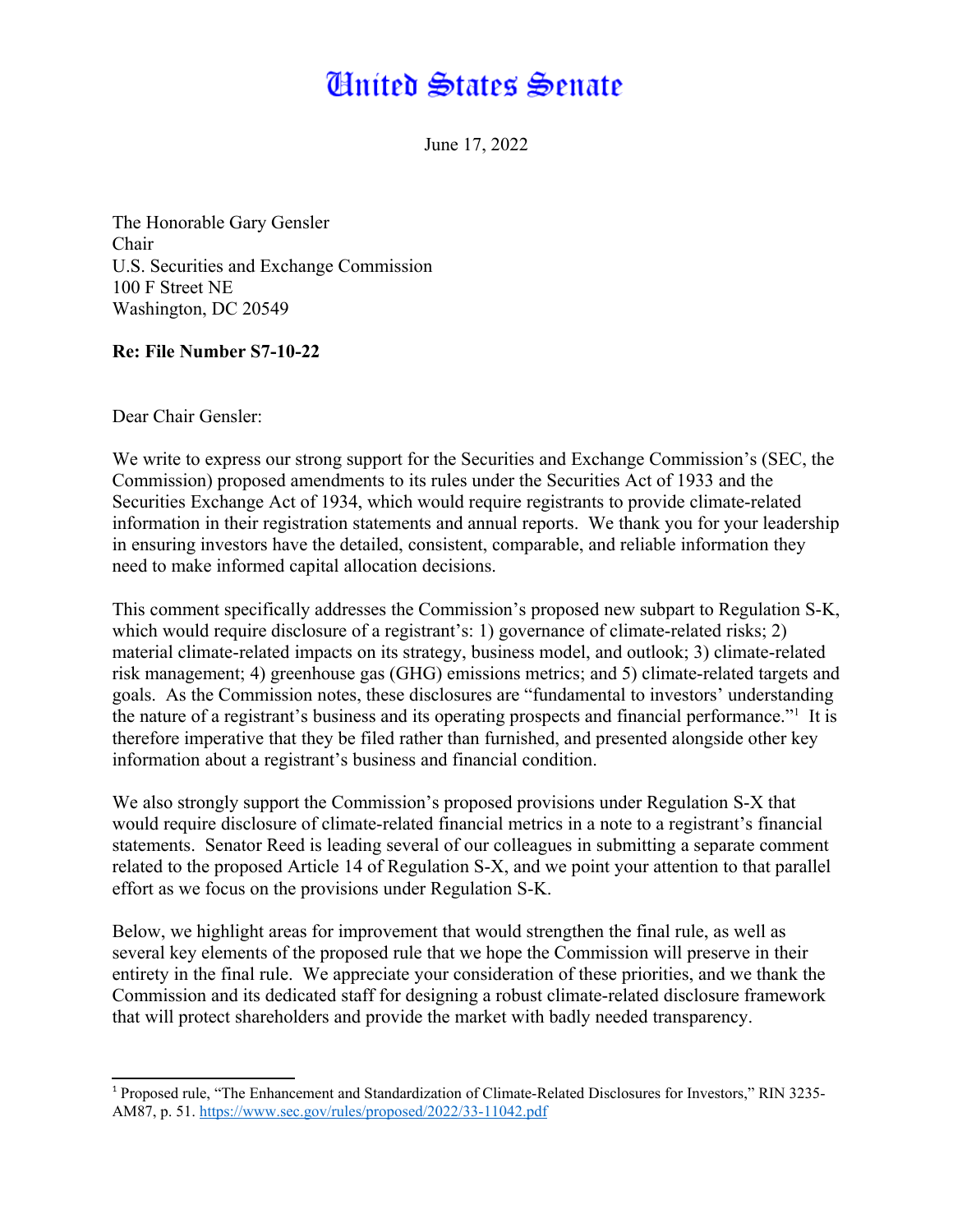# United States Senate

June 17, 2022

The Honorable Gary Gensler
Chair
U.S. Securities and Exchange Commission
100 F Street NE
Washington, DC 20549

**Re: File Number S7-10-22**

Dear Chair Gensler:

We write to express our strong support for the Securities and Exchange Commission's (SEC, the Commission) proposed amendments to its rules under the Securities Act of 1933 and the Securities Exchange Act of 1934, which would require registrants to provide climate-related information in their registration statements and annual reports. We thank you for your leadership in ensuring investors have the detailed, consistent, comparable, and reliable information they need to make informed capital allocation decisions.

This comment specifically addresses the Commission's proposed new subpart to Regulation S-K, which would require disclosure of a registrant's: 1) governance of climate-related risks; 2) material climate-related impacts on its strategy, business model, and outlook; 3) climate-related risk management; 4) greenhouse gas (GHG) emissions metrics; and 5) climate-related targets and goals. As the Commission notes, these disclosures are "fundamental to investors' understanding the nature of a registrant's business and its operating prospects and financial performance."[1] It is therefore imperative that they be filed rather than furnished, and presented alongside other key information about a registrant's business and financial condition.

We also strongly support the Commission's proposed provisions under Regulation S-X that would require disclosure of climate-related financial metrics in a note to a registrant's financial statements. Senator Reed is leading several of our colleagues in submitting a separate comment related to the proposed Article 14 of Regulation S-X, and we point your attention to that parallel effort as we focus on the provisions under Regulation S-K.

Below, we highlight areas for improvement that would strengthen the final rule, as well as several key elements of the proposed rule that we hope the Commission will preserve in their entirety in the final rule. We appreciate your consideration of these priorities, and we thank the Commission and its dedicated staff for designing a robust climate-related disclosure framework that will protect shareholders and provide the market with badly needed transparency.

---

[1] Proposed rule, "The Enhancement and Standardization of Climate-Related Disclosures for Investors," RIN 3235-AM87, p. 51. https://www.sec.gov/rules/proposed/2022/33-11042.pdf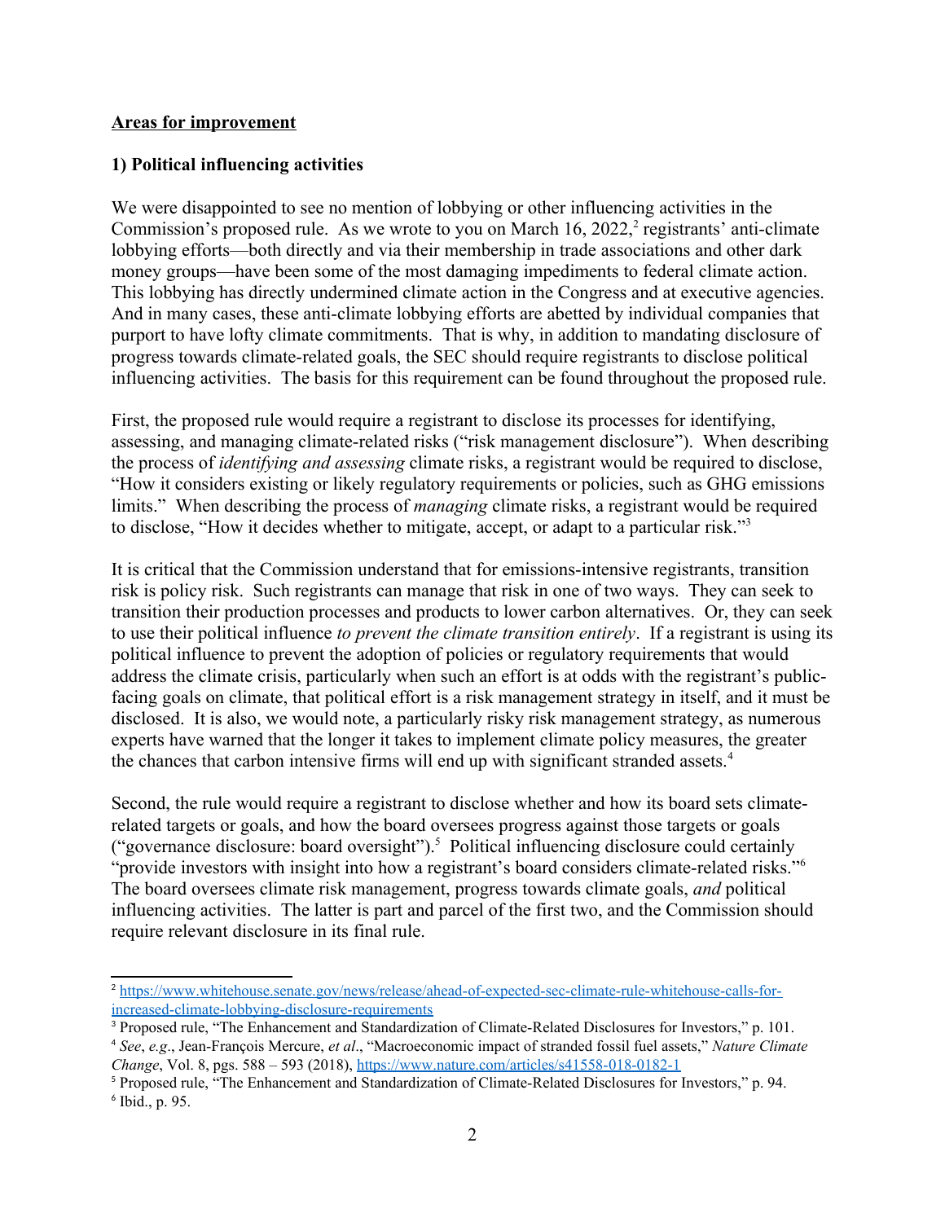**Areas for improvement**

**1) Political influencing activities**

We were disappointed to see no mention of lobbying or other influencing activities in the Commission's proposed rule. As we wrote to you on March 16, 2022,[2] registrants' anti-climate lobbying efforts—both directly and via their membership in trade associations and other dark money groups—have been some of the most damaging impediments to federal climate action. This lobbying has directly undermined climate action in the Congress and at executive agencies. And in many cases, these anti-climate lobbying efforts are abetted by individual companies that purport to have lofty climate commitments. That is why, in addition to mandating disclosure of progress towards climate-related goals, the SEC should require registrants to disclose political influencing activities. The basis for this requirement can be found throughout the proposed rule.

First, the proposed rule would require a registrant to disclose its processes for identifying, assessing, and managing climate-related risks ("risk management disclosure"). When describing the process of *identifying and assessing* climate risks, a registrant would be required to disclose, "How it considers existing or likely regulatory requirements or policies, such as GHG emissions limits." When describing the process of *managing* climate risks, a registrant would be required to disclose, "How it decides whether to mitigate, accept, or adapt to a particular risk."[3]

It is critical that the Commission understand that for emissions-intensive registrants, transition risk is policy risk. Such registrants can manage that risk in one of two ways. They can seek to transition their production processes and products to lower carbon alternatives. Or, they can seek to use their political influence *to prevent the climate transition entirely*. If a registrant is using its political influence to prevent the adoption of policies or regulatory requirements that would address the climate crisis, particularly when such an effort is at odds with the registrant's public-facing goals on climate, that political effort is a risk management strategy in itself, and it must be disclosed. It is also, we would note, a particularly risky risk management strategy, as numerous experts have warned that the longer it takes to implement climate policy measures, the greater the chances that carbon intensive firms will end up with significant stranded assets.[4]

Second, the rule would require a registrant to disclose whether and how its board sets climate-related targets or goals, and how the board oversees progress against those targets or goals ("governance disclosure: board oversight").[5] Political influencing disclosure could certainly "provide investors with insight into how a registrant's board considers climate-related risks."[6] The board oversees climate risk management, progress towards climate goals, *and* political influencing activities. The latter is part and parcel of the first two, and the Commission should require relevant disclosure in its final rule.

---

[2] https://www.whitehouse.senate.gov/news/release/ahead-of-expected-sec-climate-rule-whitehouse-calls-for-increased-climate-lobbying-disclosure-requirements

[3] Proposed rule, "The Enhancement and Standardization of Climate-Related Disclosures for Investors," p. 101.

[4] *See*, *e.g*., Jean-François Mercure, *et al*., "Macroeconomic impact of stranded fossil fuel assets," *Nature Climate Change*, Vol. 8, pgs. 588 – 593 (2018), https://www.nature.com/articles/s41558-018-0182-1

[5] Proposed rule, "The Enhancement and Standardization of Climate-Related Disclosures for Investors," p. 94.

[6] Ibid., p. 95.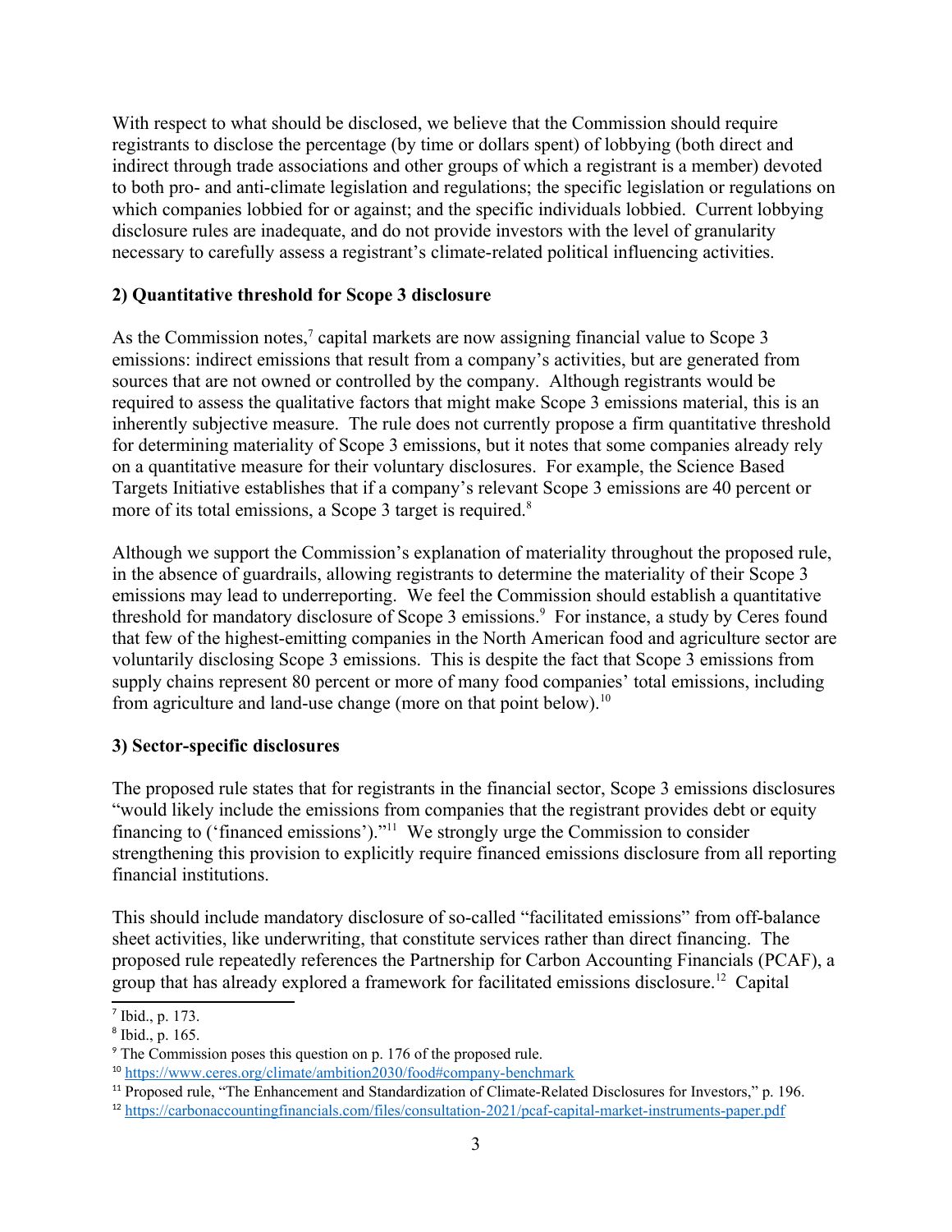With respect to what should be disclosed, we believe that the Commission should require registrants to disclose the percentage (by time or dollars spent) of lobbying (both direct and indirect through trade associations and other groups of which a registrant is a member) devoted to both pro- and anti-climate legislation and regulations; the specific legislation or regulations on which companies lobbied for or against; and the specific individuals lobbied. Current lobbying disclosure rules are inadequate, and do not provide investors with the level of granularity necessary to carefully assess a registrant's climate-related political influencing activities.

**2) Quantitative threshold for Scope 3 disclosure**

As the Commission notes,[7] capital markets are now assigning financial value to Scope 3 emissions: indirect emissions that result from a company's activities, but are generated from sources that are not owned or controlled by the company. Although registrants would be required to assess the qualitative factors that might make Scope 3 emissions material, this is an inherently subjective measure. The rule does not currently propose a firm quantitative threshold for determining materiality of Scope 3 emissions, but it notes that some companies already rely on a quantitative measure for their voluntary disclosures. For example, the Science Based Targets Initiative establishes that if a company's relevant Scope 3 emissions are 40 percent or more of its total emissions, a Scope 3 target is required.[8]

Although we support the Commission's explanation of materiality throughout the proposed rule, in the absence of guardrails, allowing registrants to determine the materiality of their Scope 3 emissions may lead to underreporting. We feel the Commission should establish a quantitative threshold for mandatory disclosure of Scope 3 emissions.[9] For instance, a study by Ceres found that few of the highest-emitting companies in the North American food and agriculture sector are voluntarily disclosing Scope 3 emissions. This is despite the fact that Scope 3 emissions from supply chains represent 80 percent or more of many food companies' total emissions, including from agriculture and land-use change (more on that point below).[10]

**3) Sector-specific disclosures**

The proposed rule states that for registrants in the financial sector, Scope 3 emissions disclosures "would likely include the emissions from companies that the registrant provides debt or equity financing to ('financed emissions')."[11] We strongly urge the Commission to consider strengthening this provision to explicitly require financed emissions disclosure from all reporting financial institutions.

This should include mandatory disclosure of so-called "facilitated emissions" from off-balance sheet activities, like underwriting, that constitute services rather than direct financing. The proposed rule repeatedly references the Partnership for Carbon Accounting Financials (PCAF), a group that has already explored a framework for facilitated emissions disclosure.[12] Capital

---

[7] Ibid., p. 173.

[8] Ibid., p. 165.

[9] The Commission poses this question on p. 176 of the proposed rule.

[10] https://www.ceres.org/climate/ambition2030/food#company-benchmark

[11] Proposed rule, "The Enhancement and Standardization of Climate-Related Disclosures for Investors," p. 196.

[12] https://carbonaccountingfinancials.com/files/consultation-2021/pcaf-capital-market-instruments-paper.pdf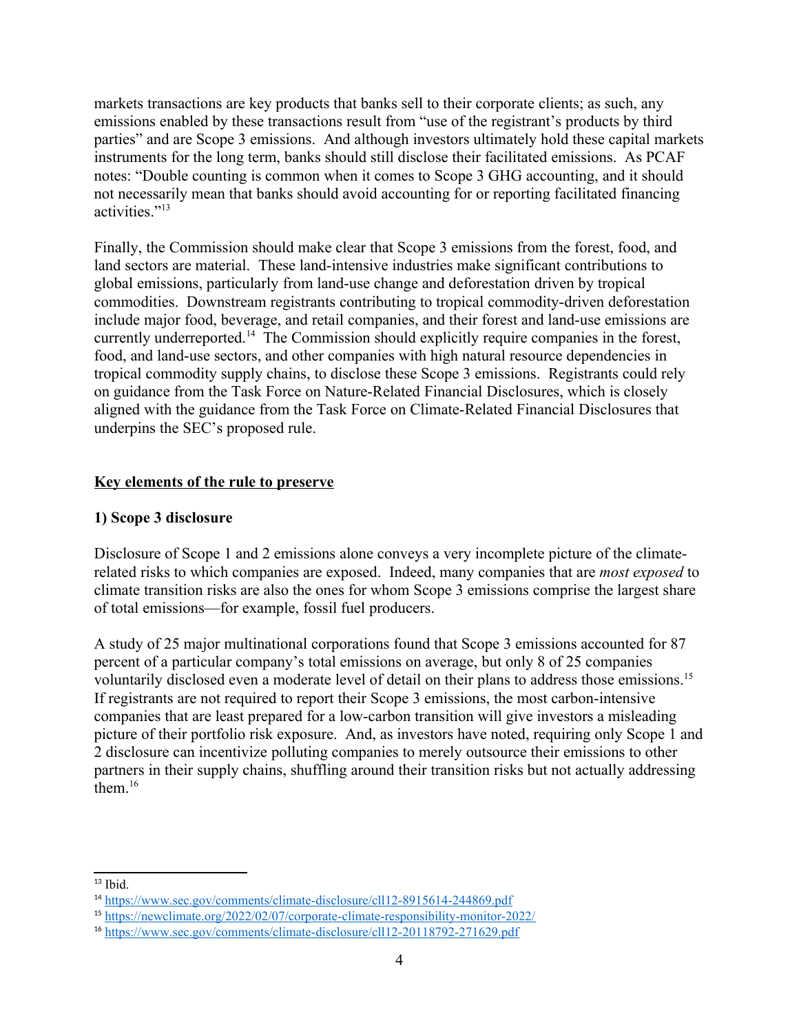markets transactions are key products that banks sell to their corporate clients; as such, any emissions enabled by these transactions result from "use of the registrant's products by third parties" and are Scope 3 emissions. And although investors ultimately hold these capital markets instruments for the long term, banks should still disclose their facilitated emissions. As PCAF notes: "Double counting is common when it comes to Scope 3 GHG accounting, and it should not necessarily mean that banks should avoid accounting for or reporting facilitated financing activities."[13]

Finally, the Commission should make clear that Scope 3 emissions from the forest, food, and land sectors are material. These land-intensive industries make significant contributions to global emissions, particularly from land-use change and deforestation driven by tropical commodities. Downstream registrants contributing to tropical commodity-driven deforestation include major food, beverage, and retail companies, and their forest and land-use emissions are currently underreported.[14] The Commission should explicitly require companies in the forest, food, and land-use sectors, and other companies with high natural resource dependencies in tropical commodity supply chains, to disclose these Scope 3 emissions. Registrants could rely on guidance from the Task Force on Nature-Related Financial Disclosures, which is closely aligned with the guidance from the Task Force on Climate-Related Financial Disclosures that underpins the SEC's proposed rule.

## <u>Key elements of the rule to preserve</u>

### 1) Scope 3 disclosure

Disclosure of Scope 1 and 2 emissions alone conveys a very incomplete picture of the climate-related risks to which companies are exposed. Indeed, many companies that are *most exposed* to climate transition risks are also the ones for whom Scope 3 emissions comprise the largest share of total emissions—for example, fossil fuel producers.

A study of 25 major multinational corporations found that Scope 3 emissions accounted for 87 percent of a particular company's total emissions on average, but only 8 of 25 companies voluntarily disclosed even a moderate level of detail on their plans to address those emissions.[15] If registrants are not required to report their Scope 3 emissions, the most carbon-intensive companies that are least prepared for a low-carbon transition will give investors a misleading picture of their portfolio risk exposure. And, as investors have noted, requiring only Scope 1 and 2 disclosure can incentivize polluting companies to merely outsource their emissions to other partners in their supply chains, shuffling around their transition risks but not actually addressing them.[16]

---

[13] Ibid.

[14] https://www.sec.gov/comments/climate-disclosure/cll12-8915614-244869.pdf

[15] https://newclimate.org/2022/02/07/corporate-climate-responsibility-monitor-2022/

[16] https://www.sec.gov/comments/climate-disclosure/cll12-20118792-271629.pdf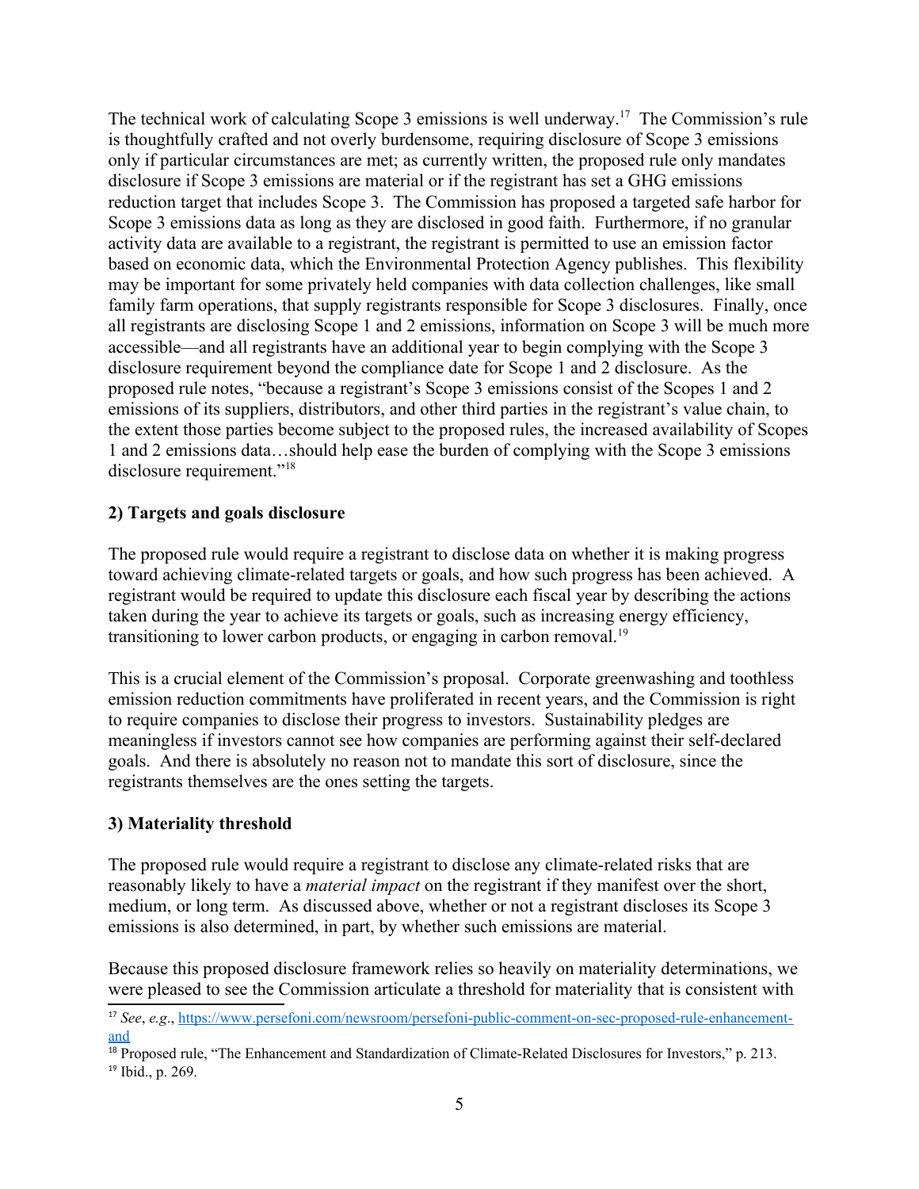The technical work of calculating Scope 3 emissions is well underway.[17] The Commission's rule is thoughtfully crafted and not overly burdensome, requiring disclosure of Scope 3 emissions only if particular circumstances are met; as currently written, the proposed rule only mandates disclosure if Scope 3 emissions are material or if the registrant has set a GHG emissions reduction target that includes Scope 3. The Commission has proposed a targeted safe harbor for Scope 3 emissions data as long as they are disclosed in good faith. Furthermore, if no granular activity data are available to a registrant, the registrant is permitted to use an emission factor based on economic data, which the Environmental Protection Agency publishes. This flexibility may be important for some privately held companies with data collection challenges, like small family farm operations, that supply registrants responsible for Scope 3 disclosures. Finally, once all registrants are disclosing Scope 1 and 2 emissions, information on Scope 3 will be much more accessible—and all registrants have an additional year to begin complying with the Scope 3 disclosure requirement beyond the compliance date for Scope 1 and 2 disclosure. As the proposed rule notes, "because a registrant's Scope 3 emissions consist of the Scopes 1 and 2 emissions of its suppliers, distributors, and other third parties in the registrant's value chain, to the extent those parties become subject to the proposed rules, the increased availability of Scopes 1 and 2 emissions data…should help ease the burden of complying with the Scope 3 emissions disclosure requirement."[18]

**2) Targets and goals disclosure**

The proposed rule would require a registrant to disclose data on whether it is making progress toward achieving climate-related targets or goals, and how such progress has been achieved. A registrant would be required to update this disclosure each fiscal year by describing the actions taken during the year to achieve its targets or goals, such as increasing energy efficiency, transitioning to lower carbon products, or engaging in carbon removal.[19]

This is a crucial element of the Commission's proposal. Corporate greenwashing and toothless emission reduction commitments have proliferated in recent years, and the Commission is right to require companies to disclose their progress to investors. Sustainability pledges are meaningless if investors cannot see how companies are performing against their self-declared goals. And there is absolutely no reason not to mandate this sort of disclosure, since the registrants themselves are the ones setting the targets.

**3) Materiality threshold**

The proposed rule would require a registrant to disclose any climate-related risks that are reasonably likely to have a *material impact* on the registrant if they manifest over the short, medium, or long term. As discussed above, whether or not a registrant discloses its Scope 3 emissions is also determined, in part, by whether such emissions are material.

Because this proposed disclosure framework relies so heavily on materiality determinations, we were pleased to see the Commission articulate a threshold for materiality that is consistent with

---

[17] *See*, *e.g*., https://www.persefoni.com/newsroom/persefoni-public-comment-on-sec-proposed-rule-enhancement-and

[18] Proposed rule, "The Enhancement and Standardization of Climate-Related Disclosures for Investors," p. 213.

[19] Ibid., p. 269.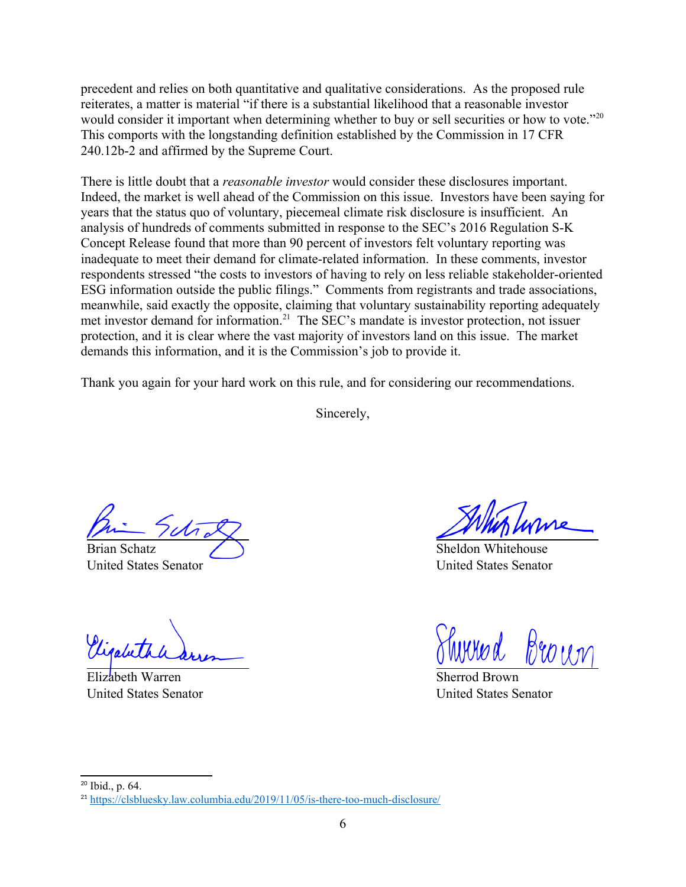precedent and relies on both quantitative and qualitative considerations. As the proposed rule reiterates, a matter is material "if there is a substantial likelihood that a reasonable investor would consider it important when determining whether to buy or sell securities or how to vote."[20] This comports with the longstanding definition established by the Commission in 17 CFR 240.12b-2 and affirmed by the Supreme Court.

There is little doubt that a *reasonable investor* would consider these disclosures important. Indeed, the market is well ahead of the Commission on this issue. Investors have been saying for years that the status quo of voluntary, piecemeal climate risk disclosure is insufficient. An analysis of hundreds of comments submitted in response to the SEC's 2016 Regulation S-K Concept Release found that more than 90 percent of investors felt voluntary reporting was inadequate to meet their demand for climate-related information. In these comments, investor respondents stressed "the costs to investors of having to rely on less reliable stakeholder-oriented ESG information outside the public filings." Comments from registrants and trade associations, meanwhile, said exactly the opposite, claiming that voluntary sustainability reporting adequately met investor demand for information.[21] The SEC's mandate is investor protection, not issuer protection, and it is clear where the vast majority of investors land on this issue. The market demands this information, and it is the Commission's job to provide it.

Thank you again for your hard work on this rule, and for considering our recommendations.

Sincerely,

Brian Schatz
United States Senator

Sheldon Whitehouse
United States Senator

Elizabeth Warren
United States Senator

Sherrod Brown
United States Senator

---

[20] Ibid., p. 64.

[21] https://clsbluesky.law.columbia.edu/2019/11/05/is-there-too-much-disclosure/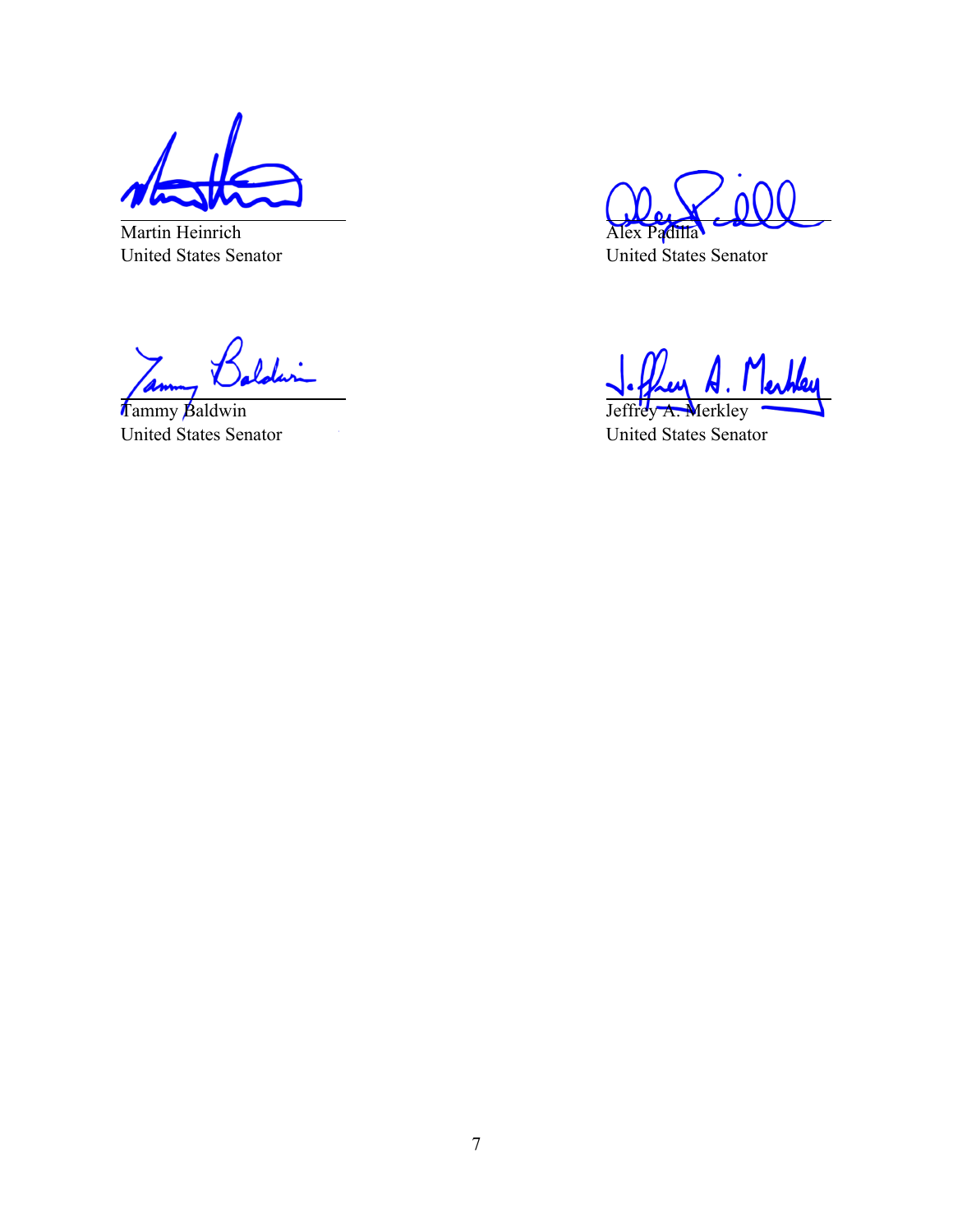Martin Heinrich
United States Senator

Alex Padilla
United States Senator

Tammy Baldwin
United States Senator

Jeffrey A. Merkley
United States Senator